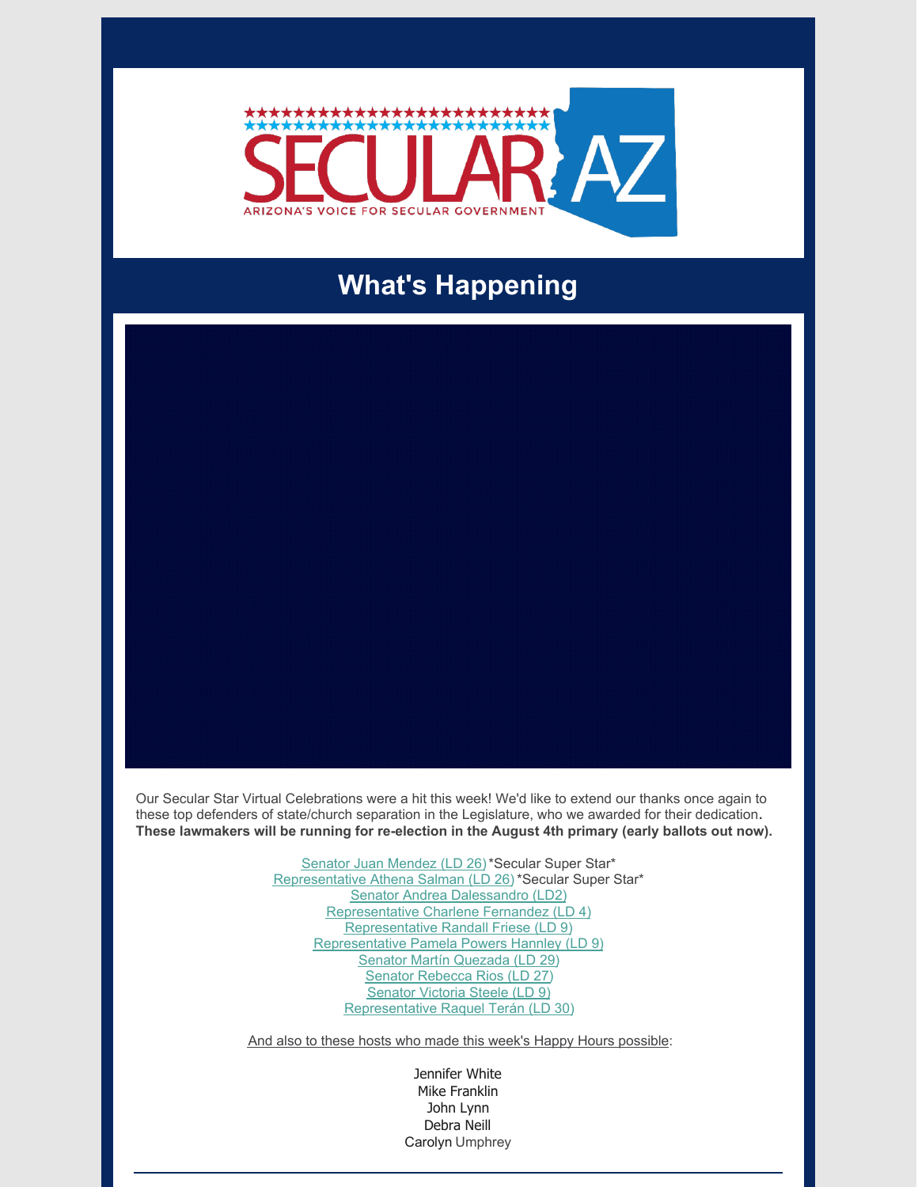# SECULAR AZ

ARIZONA'S VOICE FOR SECULAR GOVERNMENT

## What's Happening

Our Secular Star Virtual Celebrations were a hit this week! We'd like to extend our thanks once again to these top defenders of state/church separation in the Legislature, who we awarded for their dedication. **These lawmakers will be running for re-election in the August 4th primary (early ballots out now).**

Senator Juan Mendez (LD 26) *Secular Super Star*
Representative Athena Salman (LD 26) *Secular Super Star*
Senator Andrea Dalessandro (LD2)
Representative Charlene Fernandez (LD 4)
Representative Randall Friese (LD 9)
Representative Pamela Powers Hannley (LD 9)
Senator Martín Quezada (LD 29)
Senator Rebecca Rios (LD 27)
Senator Victoria Steele (LD 9)
Representative Raquel Terán (LD 30)

And also to these hosts who made this week's Happy Hours possible:

Jennifer White
Mike Franklin
John Lynn
Debra Neill
Carolyn Umphrey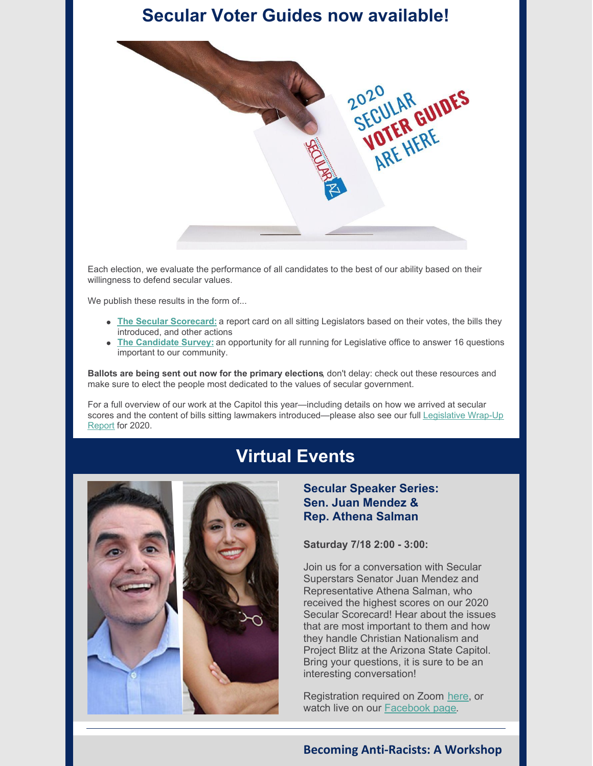# Secular Voter Guides now available!

Each election, we evaluate the performance of all candidates to the best of our ability based on their willingness to defend secular values.

We publish these results in the form of...

- **The Secular Scorecard:** a report card on all sitting Legislators based on their votes, the bills they introduced, and other actions
- **The Candidate Survey:** an opportunity for all running for Legislative office to answer 16 questions important to our community.

**Ballots are being sent out now for the primary elections**, don't delay: check out these resources and make sure to elect the people most dedicated to the values of secular government.

For a full overview of our work at the Capitol this year—including details on how we arrived at secular scores and the content of bills sitting lawmakers introduced—please also see our full Legislative Wrap-Up Report for 2020.

# Virtual Events

### Secular Speaker Series: Sen. Juan Mendez & Rep. Athena Salman

**Saturday 7/18 2:00 - 3:00:**

Join us for a conversation with Secular Superstars Senator Juan Mendez and Representative Athena Salman, who received the highest scores on our 2020 Secular Scorecard! Hear about the issues that are most important to them and how they handle Christian Nationalism and Project Blitz at the Arizona State Capitol. Bring your questions, it is sure to be an interesting conversation!

Registration required on Zoom here, or watch live on our Facebook page.

### Becoming Anti-Racists: A Workshop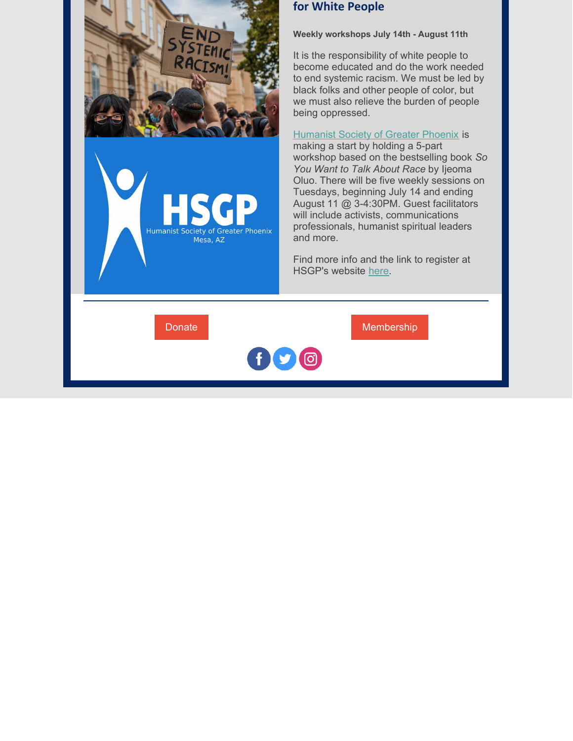## for White People

**Weekly workshops July 14th - August 11th**

It is the responsibility of white people to become educated and do the work needed to end systemic racism. We must be led by black folks and other people of color, but we must also relieve the burden of people being oppressed.

Humanist Society of Greater Phoenix is making a start by holding a 5-part workshop based on the bestselling book *So You Want to Talk About Race* by Ijeoma Oluo. There will be five weekly sessions on Tuesdays, beginning July 14 and ending August 11 @ 3-4:30PM. Guest facilitators will include activists, communications professionals, humanist spiritual leaders and more.

Find more info and the link to register at HSGP's website here.

Donate

Membership